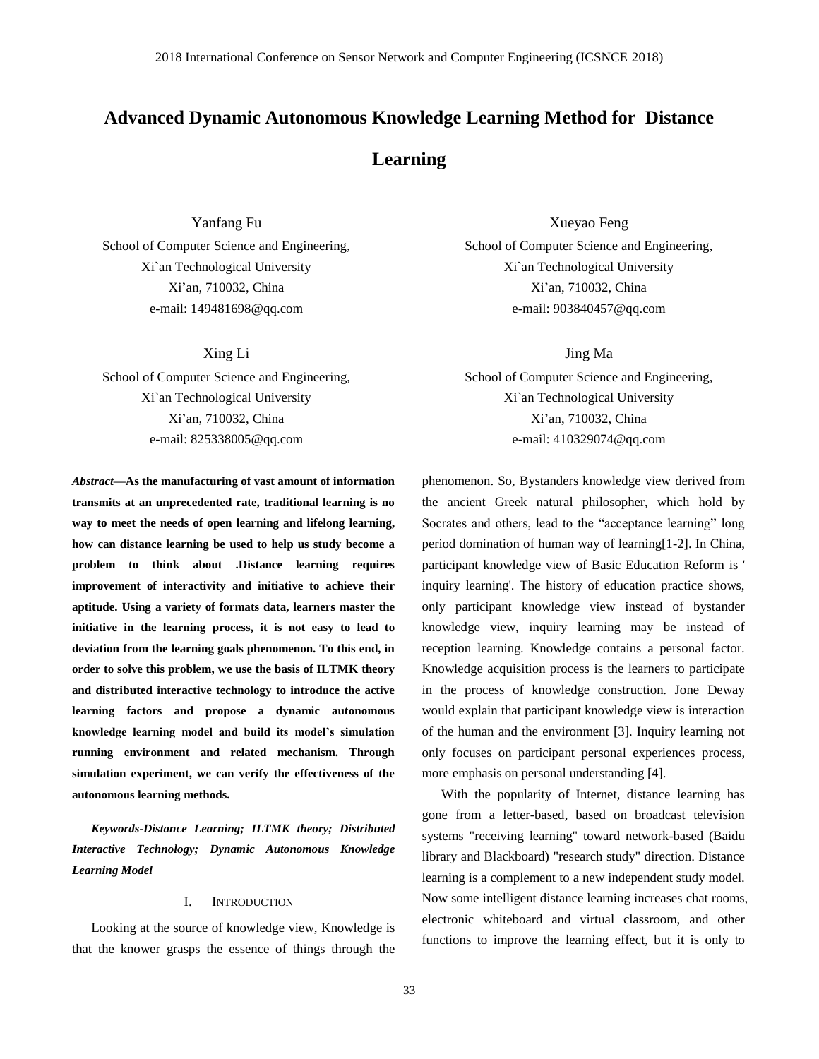# Advanced Dynamic Autonomous Knowledge Learning Method for Distance Learning

Yanfang Fu
School of Computer Science and Engineering,
Xi`an Technological University
Xi'an, 710032, China
e-mail: 149481698@qq.com

Xueyao Feng
School of Computer Science and Engineering,
Xi`an Technological University
Xi'an, 710032, China
e-mail: 903840457@qq.com

Xing Li
School of Computer Science and Engineering,
Xi`an Technological University
Xi'an, 710032, China
e-mail: 825338005@qq.com

Jing Ma
School of Computer Science and Engineering,
Xi`an Technological University
Xi'an, 710032, China
e-mail: 410329074@qq.com

***Abstract*—As the manufacturing of vast amount of information transmits at an unprecedented rate, traditional learning is no way to meet the needs of open learning and lifelong learning, how can distance learning be used to help us study become a problem to think about .Distance learning requires improvement of interactivity and initiative to achieve their aptitude. Using a variety of formats data, learners master the initiative in the learning process, it is not easy to lead to deviation from the learning goals phenomenon. To this end, in order to solve this problem, we use the basis of ILTMK theory and distributed interactive technology to introduce the active learning factors and propose a dynamic autonomous knowledge learning model and build its model's simulation running environment and related mechanism. Through simulation experiment, we can verify the effectiveness of the autonomous learning methods.**

***Keywords-Distance Learning; ILTMK theory; Distributed Interactive Technology; Dynamic Autonomous Knowledge Learning Model***

## I. Introduction

Looking at the source of knowledge view, Knowledge is that the knower grasps the essence of things through the phenomenon. So, Bystanders knowledge view derived from the ancient Greek natural philosopher, which hold by Socrates and others, lead to the "acceptance learning" long period domination of human way of learning[1-2]. In China, participant knowledge view of Basic Education Reform is ' inquiry learning'. The history of education practice shows, only participant knowledge view instead of bystander knowledge view, inquiry learning may be instead of reception learning. Knowledge contains a personal factor. Knowledge acquisition process is the learners to participate in the process of knowledge construction. Jone Deway would explain that participant knowledge view is interaction of the human and the environment [3]. Inquiry learning not only focuses on participant personal experiences process, more emphasis on personal understanding [4].

With the popularity of Internet, distance learning has gone from a letter-based, based on broadcast television systems "receiving learning" toward network-based (Baidu library and Blackboard) "research study" direction. Distance learning is a complement to a new independent study model. Now some intelligent distance learning increases chat rooms, electronic whiteboard and virtual classroom, and other functions to improve the learning effect, but it is only to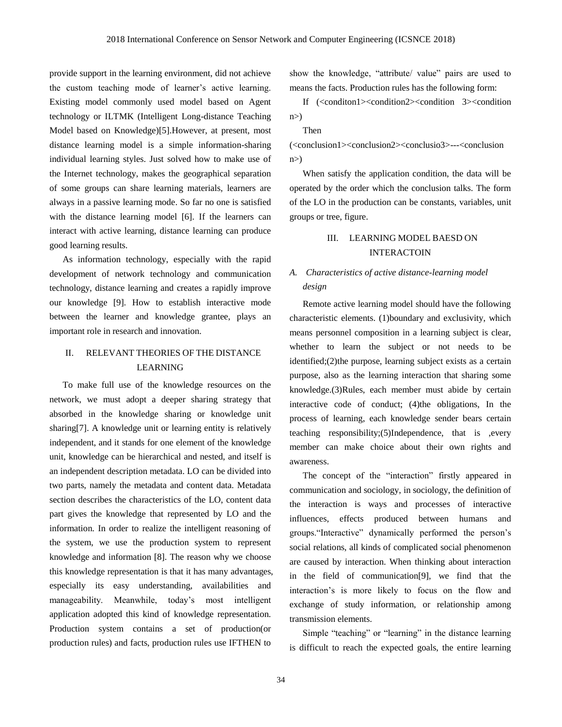provide support in the learning environment, did not achieve the custom teaching mode of learner's active learning. Existing model commonly used model based on Agent technology or ILTMK (Intelligent Long-distance Teaching Model based on Knowledge)[5].However, at present, most distance learning model is a simple information-sharing individual learning styles. Just solved how to make use of the Internet technology, makes the geographical separation of some groups can share learning materials, learners are always in a passive learning mode. So far no one is satisfied with the distance learning model [6]. If the learners can interact with active learning, distance learning can produce good learning results.

As information technology, especially with the rapid development of network technology and communication technology, distance learning and creates a rapidly improve our knowledge [9]. How to establish interactive mode between the learner and knowledge grantee, plays an important role in research and innovation.

## II. RELEVANT THEORIES OF THE DISTANCE LEARNING

To make full use of the knowledge resources on the network, we must adopt a deeper sharing strategy that absorbed in the knowledge sharing or knowledge unit sharing[7]. A knowledge unit or learning entity is relatively independent, and it stands for one element of the knowledge unit, knowledge can be hierarchical and nested, and itself is an independent description metadata. LO can be divided into two parts, namely the metadata and content data. Metadata section describes the characteristics of the LO, content data part gives the knowledge that represented by LO and the information. In order to realize the intelligent reasoning of the system, we use the production system to represent knowledge and information [8]. The reason why we choose this knowledge representation is that it has many advantages, especially its easy understanding, availabilities and manageability. Meanwhile, today's most intelligent application adopted this kind of knowledge representation. Production system contains a set of production(or production rules) and facts, production rules use IFTHEN to show the knowledge, "attribute/ value" pairs are used to means the facts. Production rules has the following form:

If (<conditon1><condition2><condition 3><condition n>)

Then

(<conclusion1><conclusion2><conclusio3>---<conclusion n>)

When satisfy the application condition, the data will be operated by the order which the conclusion talks. The form of the LO in the production can be constants, variables, unit groups or tree, figure.

## III. LEARNING MODEL BAESD ON INTERACTOIN

### *A. Characteristics of active distance-learning model design*

Remote active learning model should have the following characteristic elements. (1)boundary and exclusivity, which means personnel composition in a learning subject is clear, whether to learn the subject or not needs to be identified;(2)the purpose, learning subject exists as a certain purpose, also as the learning interaction that sharing some knowledge.(3)Rules, each member must abide by certain interactive code of conduct; (4)the obligations, In the process of learning, each knowledge sender bears certain teaching responsibility;(5)Independence, that is ,every member can make choice about their own rights and awareness.

The concept of the "interaction" firstly appeared in communication and sociology, in sociology, the definition of the interaction is ways and processes of interactive influences, effects produced between humans and groups."Interactive" dynamically performed the person's social relations, all kinds of complicated social phenomenon are caused by interaction. When thinking about interaction in the field of communication[9], we find that the interaction's is more likely to focus on the flow and exchange of study information, or relationship among transmission elements.

Simple "teaching" or "learning" in the distance learning is difficult to reach the expected goals, the entire learning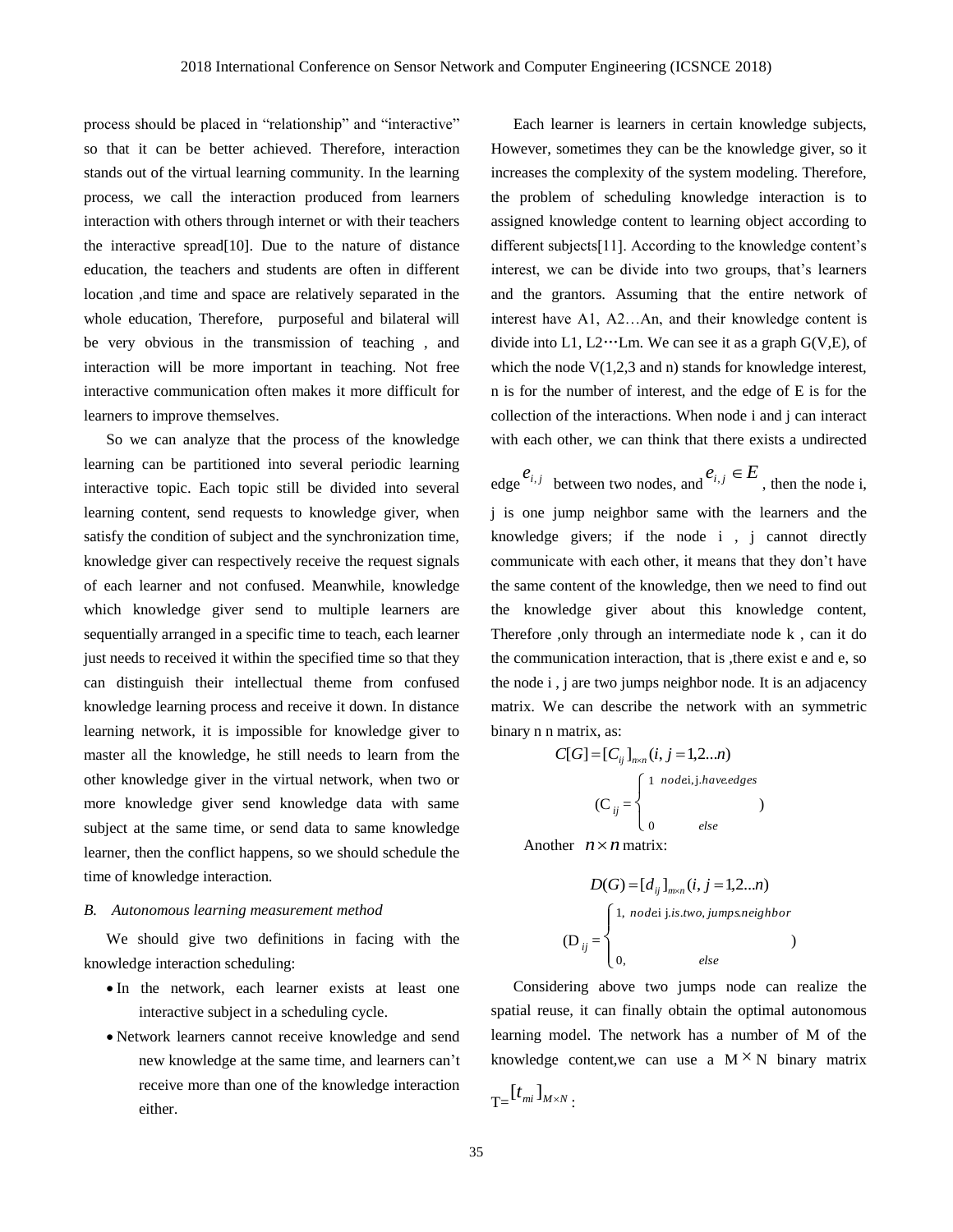process should be placed in "relationship" and "interactive" so that it can be better achieved. Therefore, interaction stands out of the virtual learning community. In the learning process, we call the interaction produced from learners interaction with others through internet or with their teachers the interactive spread[10]. Due to the nature of distance education, the teachers and students are often in different location ,and time and space are relatively separated in the whole education, Therefore, purposeful and bilateral will be very obvious in the transmission of teaching , and interaction will be more important in teaching. Not free interactive communication often makes it more difficult for learners to improve themselves.

So we can analyze that the process of the knowledge learning can be partitioned into several periodic learning interactive topic. Each topic still be divided into several learning content, send requests to knowledge giver, when satisfy the condition of subject and the synchronization time, knowledge giver can respectively receive the request signals of each learner and not confused. Meanwhile, knowledge which knowledge giver send to multiple learners are sequentially arranged in a specific time to teach, each learner just needs to received it within the specified time so that they can distinguish their intellectual theme from confused knowledge learning process and receive it down. In distance learning network, it is impossible for knowledge giver to master all the knowledge, he still needs to learn from the other knowledge giver in the virtual network, when two or more knowledge giver send knowledge data with same subject at the same time, or send data to same knowledge learner, then the conflict happens, so we should schedule the time of knowledge interaction.

### *B. Autonomous learning measurement method*

We should give two definitions in facing with the knowledge interaction scheduling:

- In the network, each learner exists at least one interactive subject in a scheduling cycle.
- Network learners cannot receive knowledge and send new knowledge at the same time, and learners can't receive more than one of the knowledge interaction either.

Each learner is learners in certain knowledge subjects, However, sometimes they can be the knowledge giver, so it increases the complexity of the system modeling. Therefore, the problem of scheduling knowledge interaction is to assigned knowledge content to learning object according to different subjects[11]. According to the knowledge content's interest, we can be divide into two groups, that's learners and the grantors. Assuming that the entire network of interest have A1, A2…An, and their knowledge content is divide into L1, L2⋯Lm. We can see it as a graph G(V,E), of which the node V(1,2,3 and n) stands for knowledge interest, n is for the number of interest, and the edge of E is for the collection of the interactions. When node i and j can interact with each other, we can think that there exists a undirected edge $e_{i,j}$ between two nodes, and $e_{i,j} \in E$ , then the node i, j is one jump neighbor same with the learners and the knowledge givers; if the node i , j cannot directly communicate with each other, it means that they don't have the same content of the knowledge, then we need to find out the knowledge giver about this knowledge content, Therefore ,only through an intermediate node k , can it do the communication interaction, that is ,there exist e and e, so the node i , j are two jumps neighbor node. It is an adjacency matrix. We can describe the network with an symmetric binary n n matrix, as:

$$C[G] = [C_{ij}]_{n\times n} (i, j = 1,2...n)$$

$$(C_{ij} = \begin{cases} 1 & node\,i,j.have.edges \\ 0 & else \end{cases})$$

Another $n \times n$ matrix:

$$D(G) = [d_{ij}]_{m\times n} (i, j = 1,2...n)$$

$$(D_{ij} = \begin{cases} 1, & node\,i\,j.is.two,jumps.neighbor \\ 0, & else \end{cases})$$

Considering above two jumps node can realize the spatial reuse, it can finally obtain the optimal autonomous learning model. The network has a number of M of the knowledge content,we can use a M × N binary matrix T=$[t_{mi}]_{M\times N}$ :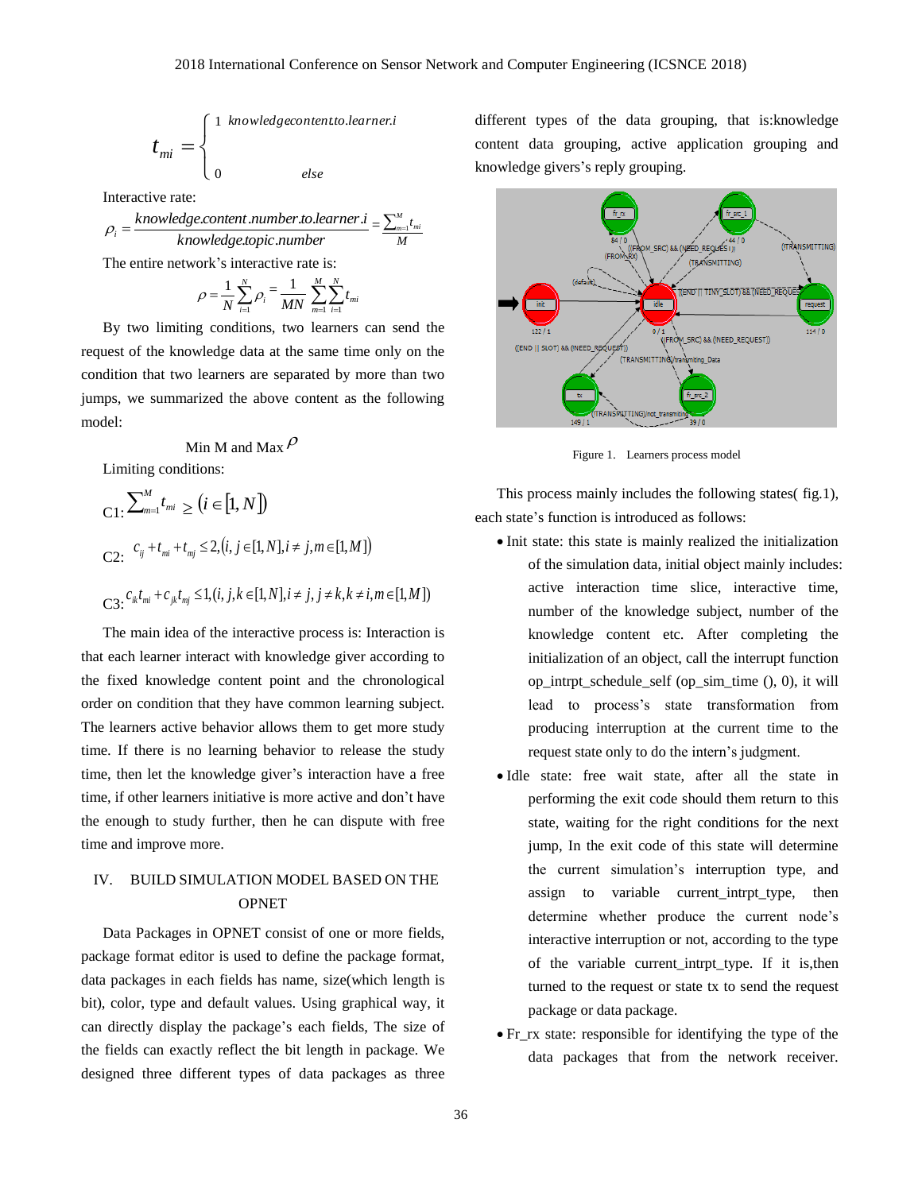$$t_{mi} = \begin{cases} 1 & knowledgecontent.to.learner.i \\ 0 & else \end{cases}$$

Interactive rate:

$$\rho_i = \frac{knowledge.content.number.to.learner.i}{knowledge.topic.number} = \frac{\sum_{m=1}^{M} t_{mi}}{M}$$

The entire network's interactive rate is:

$$\rho = \frac{1}{N}\sum_{i=1}^{N}\rho_i = \frac{1}{MN}\sum_{m=1}^{M}\sum_{i=1}^{N}t_{mi}$$

By two limiting conditions, two learners can send the request of the knowledge data at the same time only on the condition that two learners are separated by more than two jumps, we summarized the above content as the following model:

Min M and Max $\rho$

Limiting conditions:

C1: $\sum_{m=1}^{M} t_{mi} \geq (i \in [1, N])$

C2: $c_{ij} + t_{mi} + t_{mj} \leq 2, (i, j \in [1, N], i \neq j, m \in [1, M])$

C3: $c_{ik}t_{mi} + c_{jk}t_{mj} \leq 1, (i, j, k \in [1, N], i \neq j, j \neq k, k \neq i, m \in [1, M])$

The main idea of the interactive process is: Interaction is that each learner interact with knowledge giver according to the fixed knowledge content point and the chronological order on condition that they have common learning subject. The learners active behavior allows them to get more study time. If there is no learning behavior to release the study time, then let the knowledge giver's interaction have a free time, if other learners initiative is more active and don't have the enough to study further, then he can dispute with free time and improve more.

## IV. BUILD SIMULATION MODEL BASED ON THE OPNET

Data Packages in OPNET consist of one or more fields, package format editor is used to define the package format, data packages in each fields has name, size(which length is bit), color, type and default values. Using graphical way, it can directly display the package's each fields, The size of the fields can exactly reflect the bit length in package. We designed three different types of data packages as three different types of the data grouping, that is:knowledge content data grouping, active application grouping and knowledge givers's reply grouping.

Figure 1. Learners process model

This process mainly includes the following states( fig.1), each state's function is introduced as follows:

- Init state: this state is mainly realized the initialization of the simulation data, initial object mainly includes: active interaction time slice, interactive time, number of the knowledge subject, number of the knowledge content etc. After completing the initialization of an object, call the interrupt function op_intrpt_schedule_self (op_sim_time (), 0), it will lead to process's state transformation from producing interruption at the current time to the request state only to do the intern's judgment.
- Idle state: free wait state, after all the state in performing the exit code should them return to this state, waiting for the right conditions for the next jump, In the exit code of this state will determine the current simulation's interruption type, and assign to variable current_intrpt_type, then determine whether produce the current node's interactive interruption or not, according to the type of the variable current_intrpt_type. If it is,then turned to the request or state tx to send the request package or data package.
- Fr_rx state: responsible for identifying the type of the data packages that from the network receiver.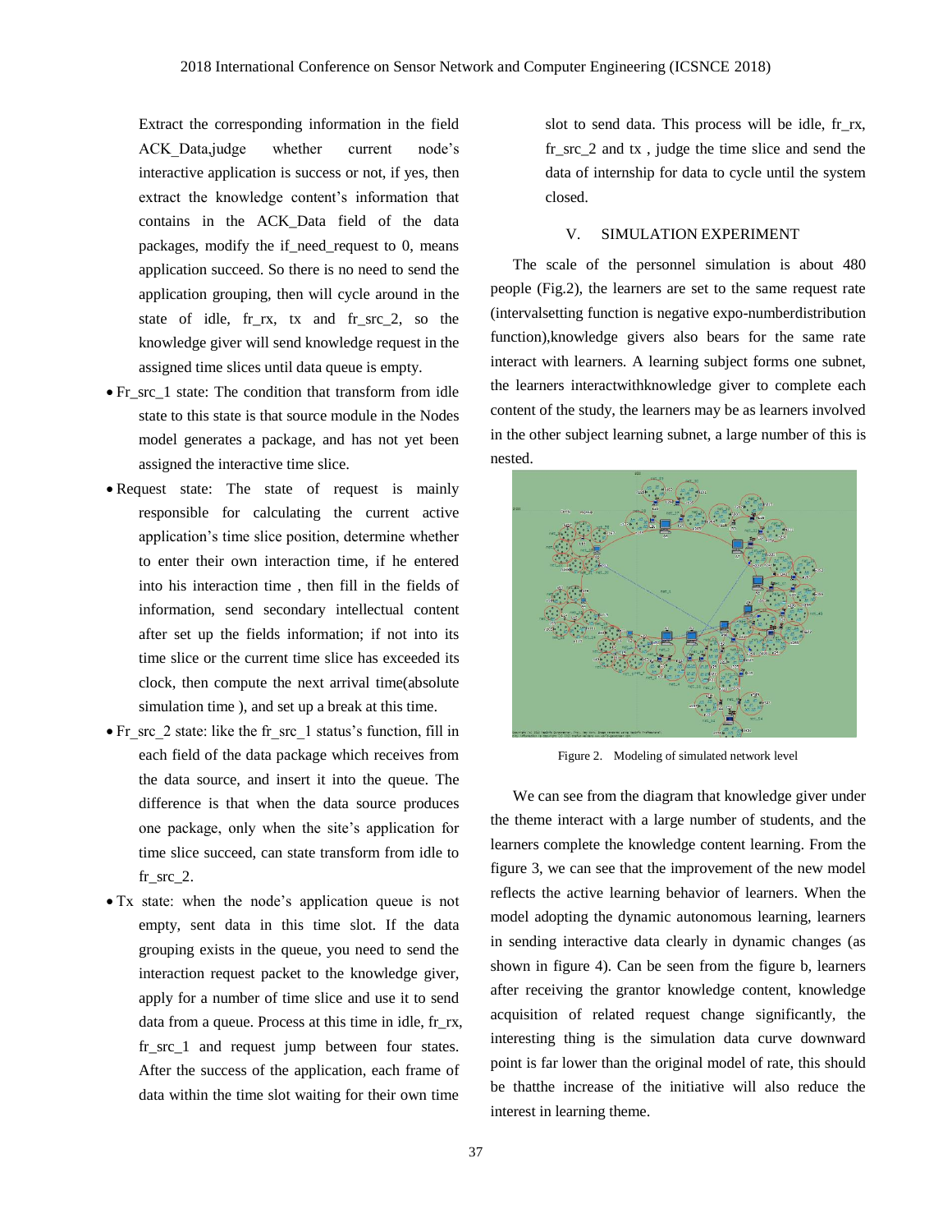Extract the corresponding information in the field ACK_Data,judge whether current node's interactive application is success or not, if yes, then extract the knowledge content's information that contains in the ACK_Data field of the data packages, modify the if_need_request to 0, means application succeed. So there is no need to send the application grouping, then will cycle around in the state of idle, fr_rx, tx and fr_src_2, so the knowledge giver will send knowledge request in the assigned time slices until data queue is empty.

- Fr_src_1 state: The condition that transform from idle state to this state is that source module in the Nodes model generates a package, and has not yet been assigned the interactive time slice.
- Request state: The state of request is mainly responsible for calculating the current active application's time slice position, determine whether to enter their own interaction time, if he entered into his interaction time , then fill in the fields of information, send secondary intellectual content after set up the fields information; if not into its time slice or the current time slice has exceeded its clock, then compute the next arrival time(absolute simulation time ), and set up a break at this time.
- Fr_src_2 state: like the fr_src_1 status's function, fill in each field of the data package which receives from the data source, and insert it into the queue. The difference is that when the data source produces one package, only when the site's application for time slice succeed, can state transform from idle to fr_src_2.
- Tx state: when the node's application queue is not empty, sent data in this time slot. If the data grouping exists in the queue, you need to send the interaction request packet to the knowledge giver, apply for a number of time slice and use it to send data from a queue. Process at this time in idle, fr_rx, fr_src_1 and request jump between four states. After the success of the application, each frame of data within the time slot waiting for their own time slot to send data. This process will be idle, fr_rx, fr_src_2 and tx , judge the time slice and send the data of internship for data to cycle until the system closed.

## V. SIMULATION EXPERIMENT

The scale of the personnel simulation is about 480 people (Fig.2), the learners are set to the same request rate (intervalsetting function is negative expo-numberdistribution function),knowledge givers also bears for the same rate interact with learners. A learning subject forms one subnet, the learners interactwithknowledge giver to complete each content of the study, the learners may be as learners involved in the other subject learning subnet, a large number of this is nested.

Figure 2. Modeling of simulated network level

We can see from the diagram that knowledge giver under the theme interact with a large number of students, and the learners complete the knowledge content learning. From the figure 3, we can see that the improvement of the new model reflects the active learning behavior of learners. When the model adopting the dynamic autonomous learning, learners in sending interactive data clearly in dynamic changes (as shown in figure 4). Can be seen from the figure b, learners after receiving the grantor knowledge content, knowledge acquisition of related request change significantly, the interesting thing is the simulation data curve downward point is far lower than the original model of rate, this should be thatthe increase of the initiative will also reduce the interest in learning theme.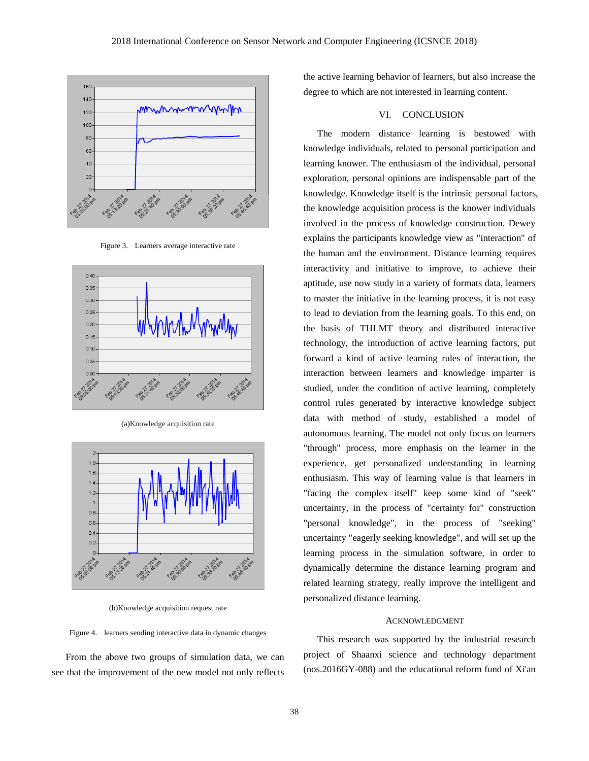Figure 3. Learners average interactive rate

(a)Knowledge acquisition rate

(b)Knowledge acquisition request rate

Figure 4. learners sending interactive data in dynamic changes

From the above two groups of simulation data, we can see that the improvement of the new model not only reflects the active learning behavior of learners, but also increase the degree to which are not interested in learning content.

## VI. CONCLUSION

The modern distance learning is bestowed with knowledge individuals, related to personal participation and learning knower. The enthusiasm of the individual, personal exploration, personal opinions are indispensable part of the knowledge. Knowledge itself is the intrinsic personal factors, the knowledge acquisition process is the knower individuals involved in the process of knowledge construction. Dewey explains the participants knowledge view as "interaction" of the human and the environment. Distance learning requires interactivity and initiative to improve, to achieve their aptitude, use now study in a variety of formats data, learners to master the initiative in the learning process, it is not easy to lead to deviation from the learning goals. To this end, on the basis of THLMT theory and distributed interactive technology, the introduction of active learning factors, put forward a kind of active learning rules of interaction, the interaction between learners and knowledge imparter is studied, under the condition of active learning, completely control rules generated by interactive knowledge subject data with method of study, established a model of autonomous learning. The model not only focus on learners "through" process, more emphasis on the learner in the experience, get personalized understanding in learning enthusiasm. This way of learning value is that learners in "facing the complex itself" keep some kind of "seek" uncertainty, in the process of "certainty for" construction "personal knowledge", in the process of "seeking" uncertainty "eagerly seeking knowledge", and will set up the learning process in the simulation software, in order to dynamically determine the distance learning program and related learning strategy, really improve the intelligent and personalized distance learning.

## ACKNOWLEDGMENT

This research was supported by the industrial research project of Shaanxi science and technology department (nos.2016GY-088) and the educational reform fund of Xi'an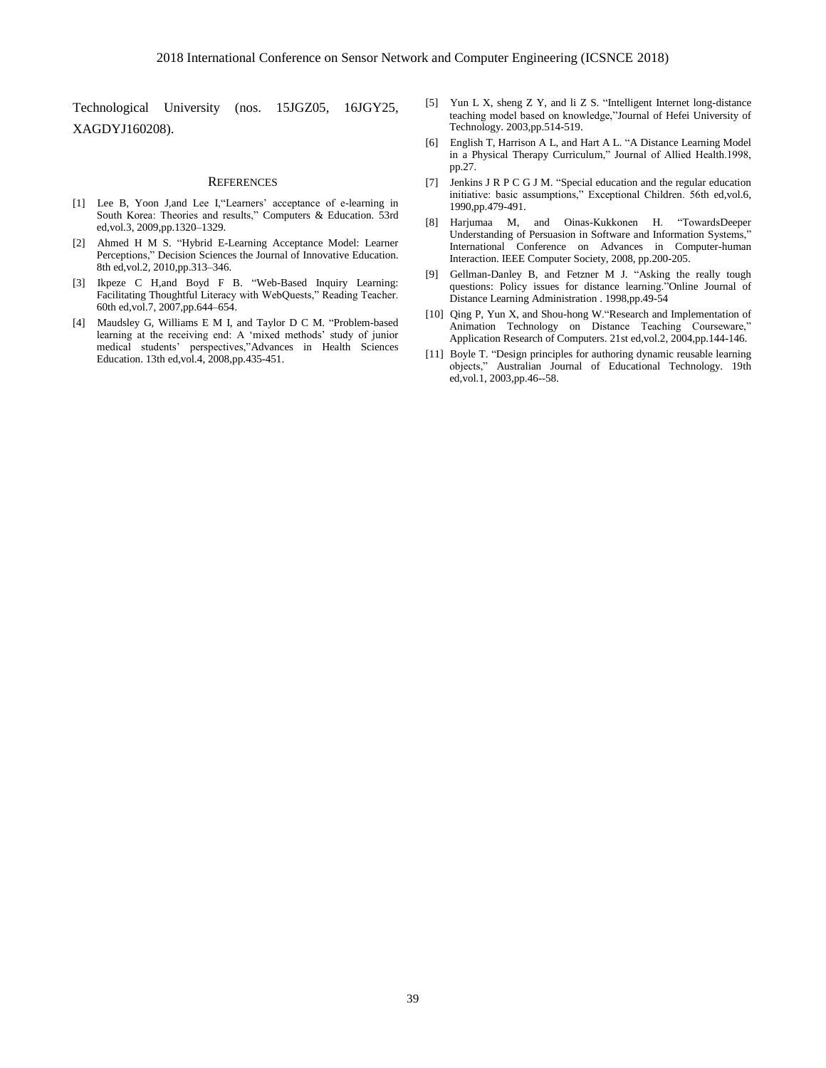Technological University (nos. 15JGZ05, 16JGY25, XAGDYJ160208).

## REFERENCES

[1] Lee B, Yoon J,and Lee I,"Learners' acceptance of e-learning in South Korea: Theories and results," Computers & Education. 53rd ed,vol.3, 2009,pp.1320–1329.

[2] Ahmed H M S. "Hybrid E-Learning Acceptance Model: Learner Perceptions," Decision Sciences the Journal of Innovative Education. 8th ed,vol.2, 2010,pp.313–346.

[3] Ikpeze C H,and Boyd F B. "Web-Based Inquiry Learning: Facilitating Thoughtful Literacy with WebQuests," Reading Teacher. 60th ed,vol.7, 2007,pp.644–654.

[4] Maudsley G, Williams E M I, and Taylor D C M. "Problem-based learning at the receiving end: A 'mixed methods' study of junior medical students' perspectives,"Advances in Health Sciences Education. 13th ed,vol.4, 2008,pp.435-451.

[5] Yun L X, sheng Z Y, and li Z S. "Intelligent Internet long-distance teaching model based on knowledge,"Journal of Hefei University of Technology. 2003,pp.514-519.

[6] English T, Harrison A L, and Hart A L. "A Distance Learning Model in a Physical Therapy Curriculum," Journal of Allied Health.1998, pp.27.

[7] Jenkins J R P C G J M. "Special education and the regular education initiative: basic assumptions," Exceptional Children. 56th ed,vol.6, 1990,pp.479-491.

[8] Harjumaa M, and Oinas-Kukkonen H. "TowardsDeeper Understanding of Persuasion in Software and Information Systems," International Conference on Advances in Computer-human Interaction. IEEE Computer Society, 2008, pp.200-205.

[9] Gellman-Danley B, and Fetzner M J. "Asking the really tough questions: Policy issues for distance learning."Online Journal of Distance Learning Administration . 1998,pp.49-54

[10] Qing P, Yun X, and Shou-hong W."Research and Implementation of Animation Technology on Distance Teaching Courseware," Application Research of Computers. 21st ed,vol.2, 2004,pp.144-146.

[11] Boyle T. "Design principles for authoring dynamic reusable learning objects," Australian Journal of Educational Technology. 19th ed,vol.1, 2003,pp.46--58.